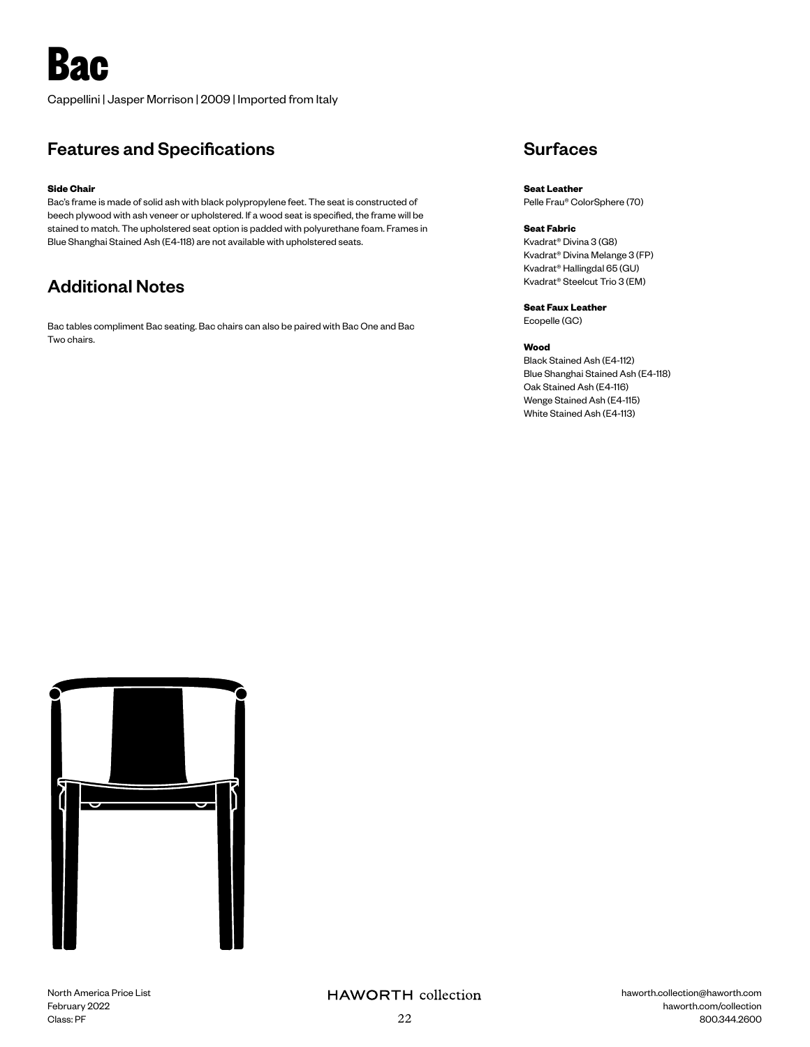# Bac

Cappellini | Jasper Morrison | 2009 | Imported from Italy

## Features and Specifications

**Side Chair**
Bac's frame is made of solid ash with black polypropylene feet. The seat is constructed of beech plywood with ash veneer or upholstered. If a wood seat is specified, the frame will be stained to match. The upholstered seat option is padded with polyurethane foam. Frames in Blue Shanghai Stained Ash (E4-118) are not available with upholstered seats.

## Additional Notes

Bac tables compliment Bac seating. Bac chairs can also be paired with Bac One and Bac Two chairs.

## Surfaces

**Seat Leather**
Pelle Frau® ColorSphere (70)

**Seat Fabric**
Kvadrat® Divina 3 (G8)
Kvadrat® Divina Melange 3 (FP)
Kvadrat® Hallingdal 65 (GU)
Kvadrat® Steelcut Trio 3 (EM)

**Seat Faux Leather**
Ecopelle (GC)

**Wood**
Black Stained Ash (E4-112)
Blue Shanghai Stained Ash (E4-118)
Oak Stained Ash (E4-116)
Wenge Stained Ash (E4-115)
White Stained Ash (E4-113)

North America Price List
February 2022
Class: PF

HAWORTH collection

haworth.collection@haworth.com
haworth.com/collection
800.344.2600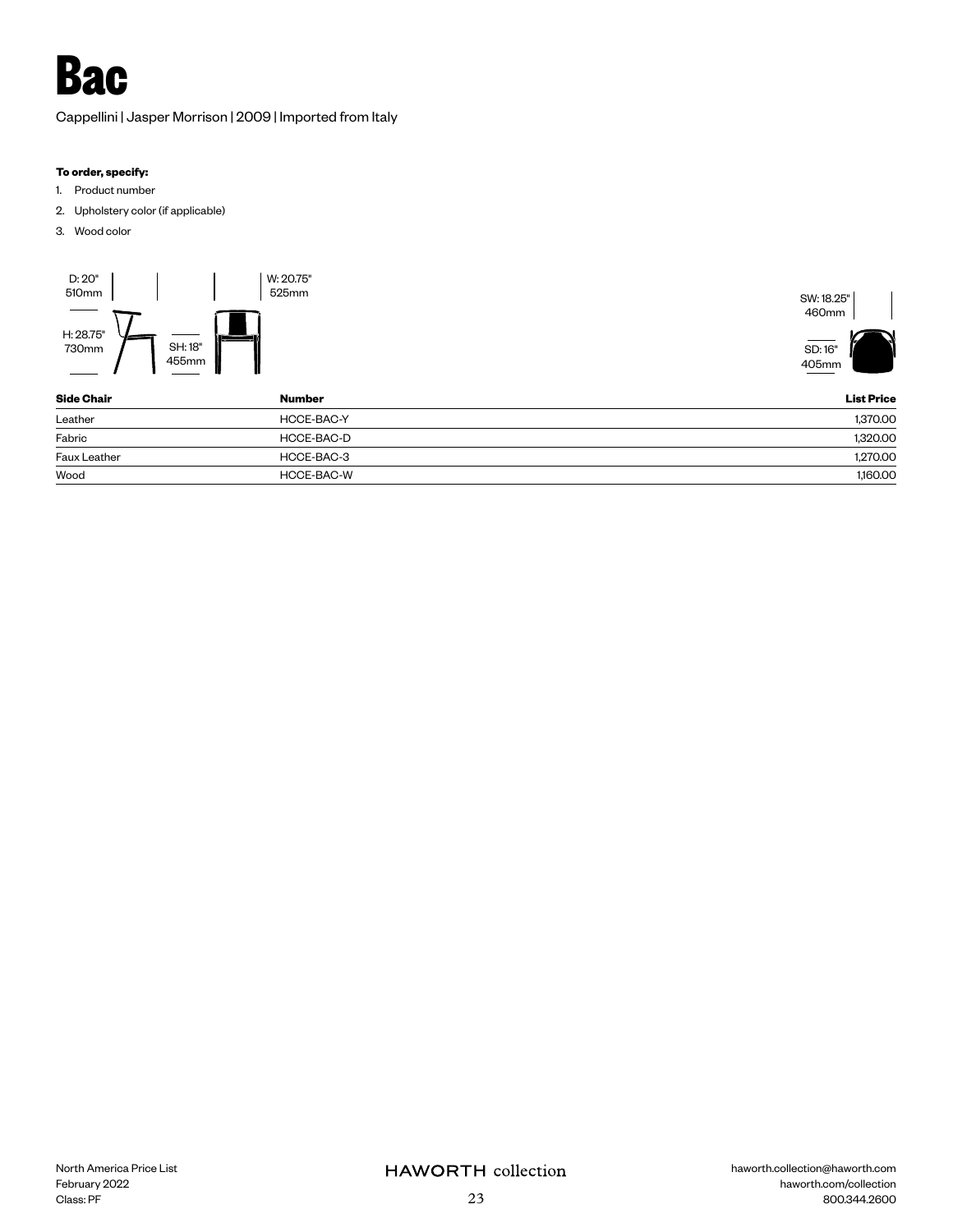# Bac

Cappellini | Jasper Morrison | 2009 | Imported from Italy

**To order, specify:**

1. Product number
2. Upholstery color (if applicable)
3. Wood color

D: 20"
510mm

W: 20.75"
525mm

H: 28.75"
730mm

SH: 18"
455mm

SW: 18.25"
460mm

SD: 16"
405mm

| Side Chair | Number | List Price |
|---|---|---|
| Leather | HCCE-BAC-Y | 1,370.00 |
| Fabric | HCCE-BAC-D | 1,320.00 |
| Faux Leather | HCCE-BAC-3 | 1,270.00 |
| Wood | HCCE-BAC-W | 1,160.00 |